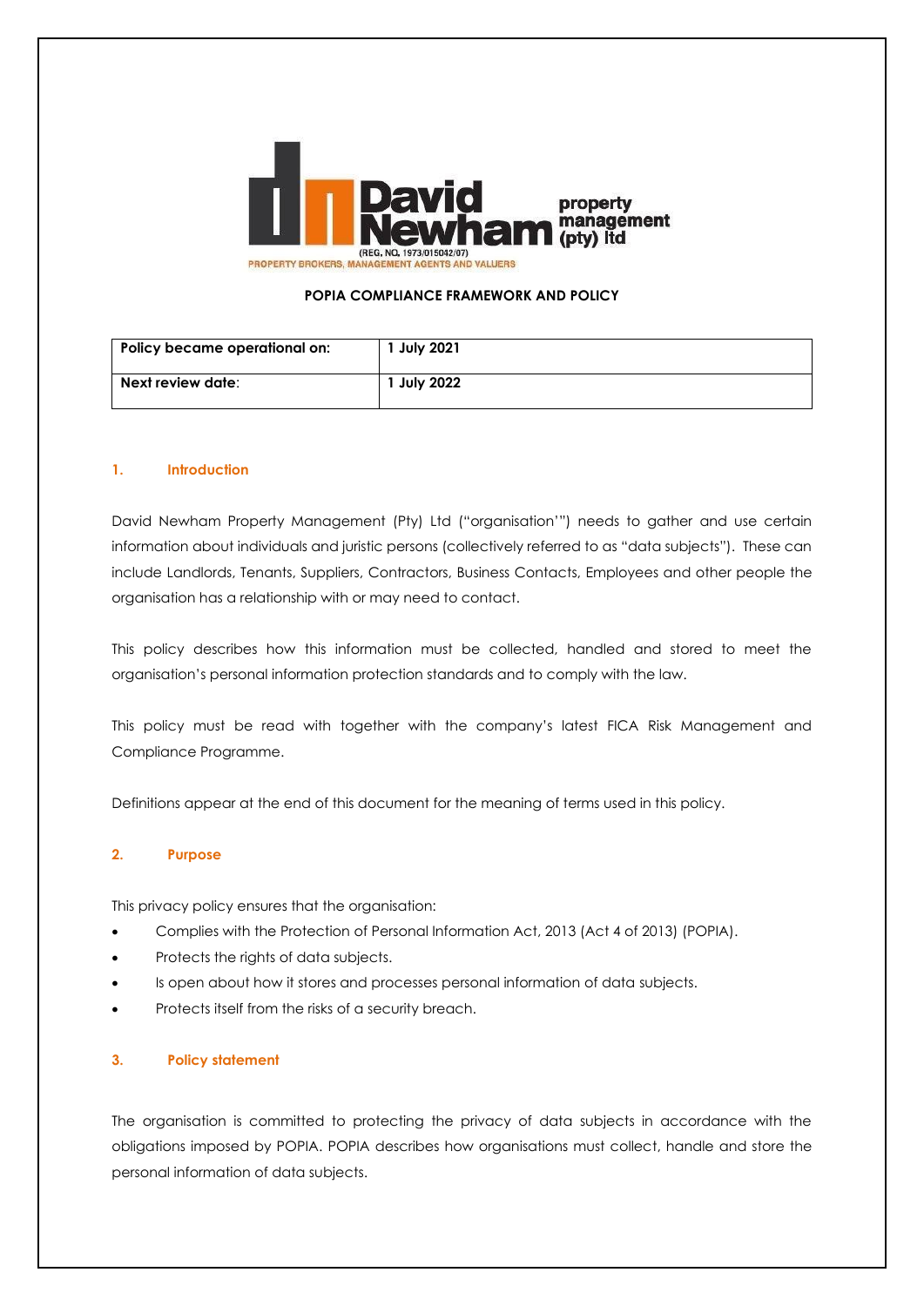David Newham property management (pty) ltd
(REG. NO. 1973/015042/07)
PROPERTY BROKERS, MANAGEMENT AGENTS AND VALUERS

**POPIA COMPLIANCE FRAMEWORK AND POLICY**

| **Policy became operational on:** | **1 July 2021** |
|---|---|
| **Next review date**: | **1 July 2022** |

## 1. Introduction

David Newham Property Management (Pty) Ltd ("organisation'") needs to gather and use certain information about individuals and juristic persons (collectively referred to as "data subjects"). These can include Landlords, Tenants, Suppliers, Contractors, Business Contacts, Employees and other people the organisation has a relationship with or may need to contact.

This policy describes how this information must be collected, handled and stored to meet the organisation's personal information protection standards and to comply with the law.

This policy must be read with together with the company's latest FICA Risk Management and Compliance Programme.

Definitions appear at the end of this document for the meaning of terms used in this policy.

## 2. Purpose

This privacy policy ensures that the organisation:

- Complies with the Protection of Personal Information Act, 2013 (Act 4 of 2013) (POPIA).
- Protects the rights of data subjects.
- Is open about how it stores and processes personal information of data subjects.
- Protects itself from the risks of a security breach.

## 3. Policy statement

The organisation is committed to protecting the privacy of data subjects in accordance with the obligations imposed by POPIA. POPIA describes how organisations must collect, handle and store the personal information of data subjects.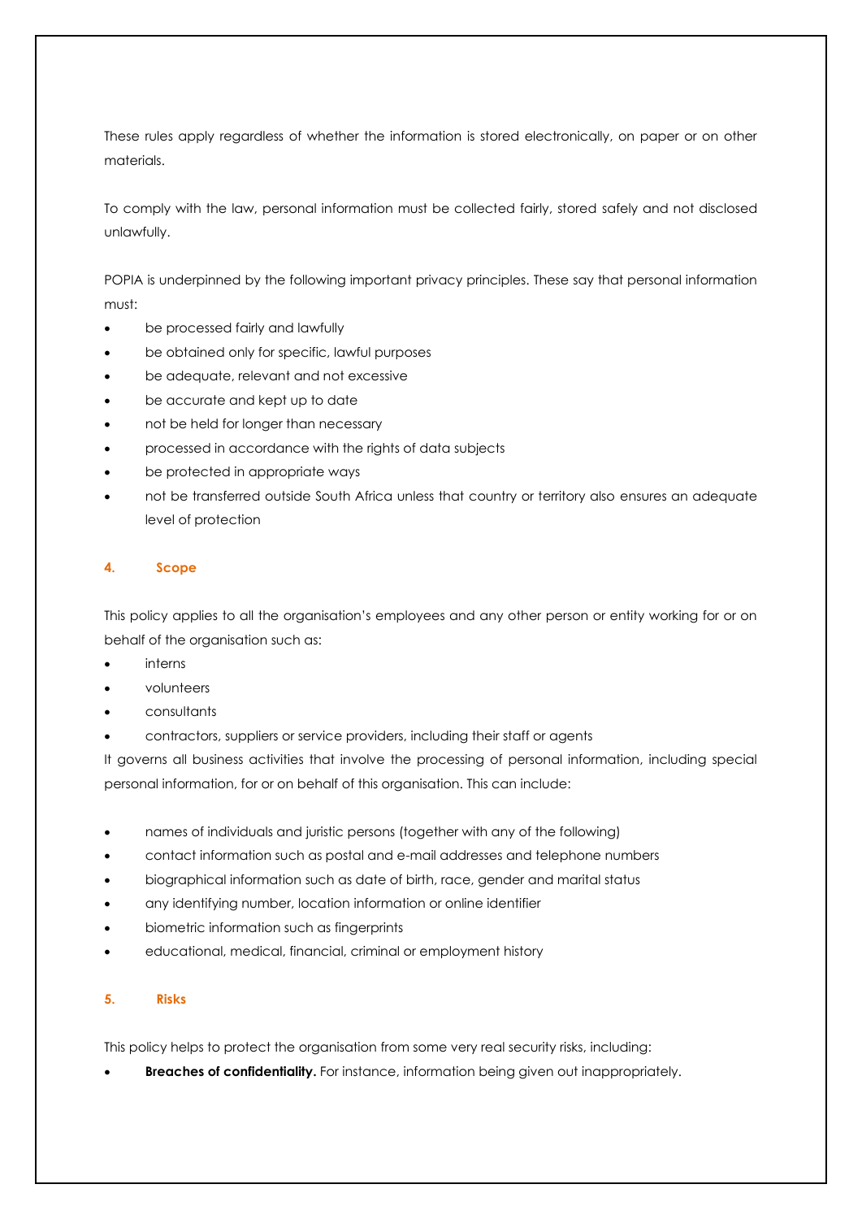These rules apply regardless of whether the information is stored electronically, on paper or on other materials.

To comply with the law, personal information must be collected fairly, stored safely and not disclosed unlawfully.

POPIA is underpinned by the following important privacy principles. These say that personal information must:

- be processed fairly and lawfully
- be obtained only for specific, lawful purposes
- be adequate, relevant and not excessive
- be accurate and kept up to date
- not be held for longer than necessary
- processed in accordance with the rights of data subjects
- be protected in appropriate ways
- not be transferred outside South Africa unless that country or territory also ensures an adequate level of protection

## 4. Scope

This policy applies to all the organisation's employees and any other person or entity working for or on behalf of the organisation such as:

- interns
- volunteers
- consultants
- contractors, suppliers or service providers, including their staff or agents

It governs all business activities that involve the processing of personal information, including special personal information, for or on behalf of this organisation. This can include:

- names of individuals and juristic persons (together with any of the following)
- contact information such as postal and e-mail addresses and telephone numbers
- biographical information such as date of birth, race, gender and marital status
- any identifying number, location information or online identifier
- biometric information such as fingerprints
- educational, medical, financial, criminal or employment history

## 5. Risks

This policy helps to protect the organisation from some very real security risks, including:

- **Breaches of confidentiality.** For instance, information being given out inappropriately.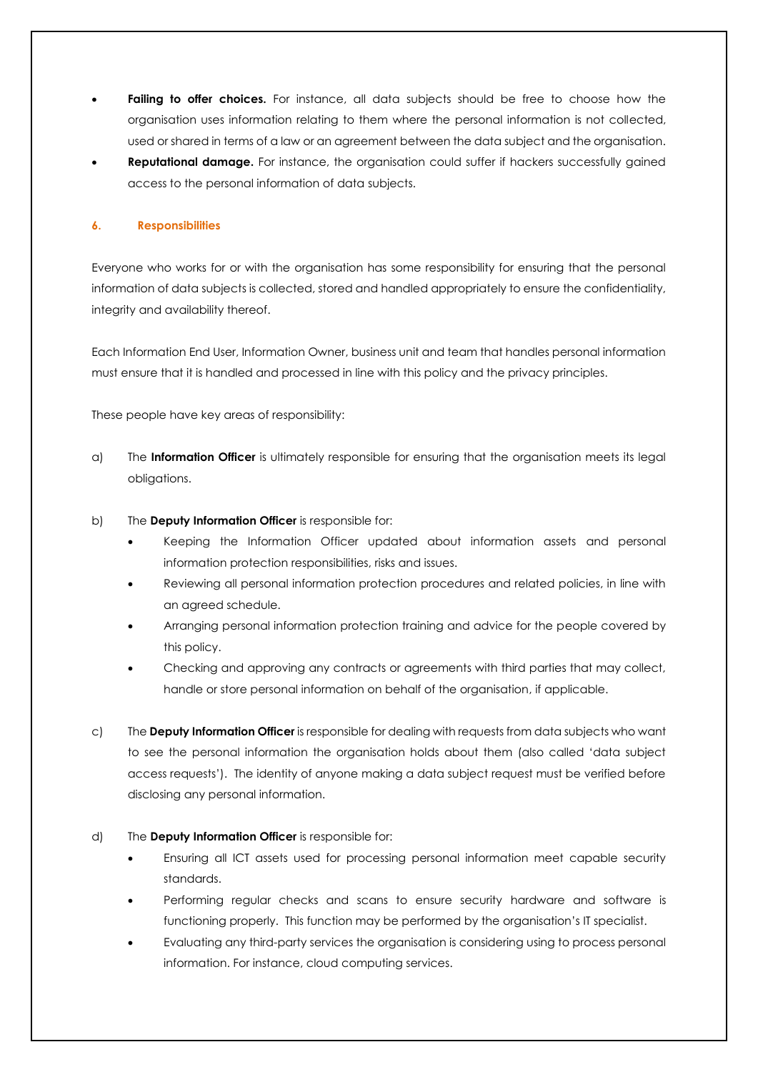- **Failing to offer choices.** For instance, all data subjects should be free to choose how the organisation uses information relating to them where the personal information is not collected, used or shared in terms of a law or an agreement between the data subject and the organisation.
- **Reputational damage.** For instance, the organisation could suffer if hackers successfully gained access to the personal information of data subjects.

## 6. Responsibilities

Everyone who works for or with the organisation has some responsibility for ensuring that the personal information of data subjects is collected, stored and handled appropriately to ensure the confidentiality, integrity and availability thereof.

Each Information End User, Information Owner, business unit and team that handles personal information must ensure that it is handled and processed in line with this policy and the privacy principles.

These people have key areas of responsibility:

a) The **Information Officer** is ultimately responsible for ensuring that the organisation meets its legal obligations.

b) The **Deputy Information Officer** is responsible for:
   - Keeping the Information Officer updated about information assets and personal information protection responsibilities, risks and issues.
   - Reviewing all personal information protection procedures and related policies, in line with an agreed schedule.
   - Arranging personal information protection training and advice for the people covered by this policy.
   - Checking and approving any contracts or agreements with third parties that may collect, handle or store personal information on behalf of the organisation, if applicable.

c) The **Deputy Information Officer** is responsible for dealing with requests from data subjects who want to see the personal information the organisation holds about them (also called 'data subject access requests'). The identity of anyone making a data subject request must be verified before disclosing any personal information.

d) The **Deputy Information Officer** is responsible for:
   - Ensuring all ICT assets used for processing personal information meet capable security standards.
   - Performing regular checks and scans to ensure security hardware and software is functioning properly. This function may be performed by the organisation's IT specialist.
   - Evaluating any third-party services the organisation is considering using to process personal information. For instance, cloud computing services.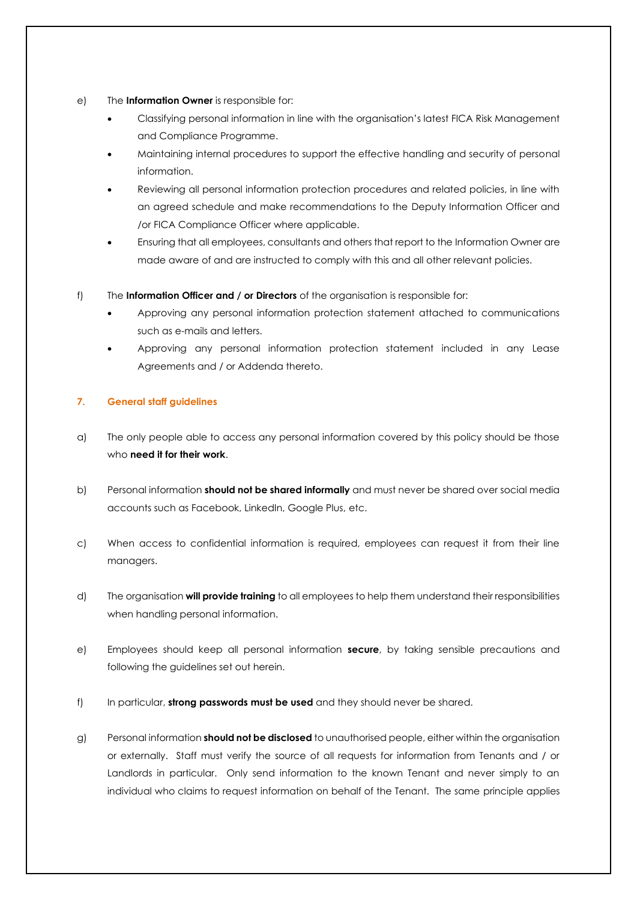e) The **Information Owner** is responsible for:

- Classifying personal information in line with the organisation's latest FICA Risk Management and Compliance Programme.
- Maintaining internal procedures to support the effective handling and security of personal information.
- Reviewing all personal information protection procedures and related policies, in line with an agreed schedule and make recommendations to the Deputy Information Officer and /or FICA Compliance Officer where applicable.
- Ensuring that all employees, consultants and others that report to the Information Owner are made aware of and are instructed to comply with this and all other relevant policies.

f) The **Information Officer and / or Directors** of the organisation is responsible for:

- Approving any personal information protection statement attached to communications such as e-mails and letters.
- Approving any personal information protection statement included in any Lease Agreements and / or Addenda thereto.

## 7. General staff guidelines

a) The only people able to access any personal information covered by this policy should be those who **need it for their work**.

b) Personal information **should not be shared informally** and must never be shared over social media accounts such as Facebook, LinkedIn, Google Plus, etc.

c) When access to confidential information is required, employees can request it from their line managers.

d) The organisation **will provide training** to all employees to help them understand their responsibilities when handling personal information.

e) Employees should keep all personal information **secure**, by taking sensible precautions and following the guidelines set out herein.

f) In particular, **strong passwords must be used** and they should never be shared.

g) Personal information **should not be disclosed** to unauthorised people, either within the organisation or externally. Staff must verify the source of all requests for information from Tenants and / or Landlords in particular. Only send information to the known Tenant and never simply to an individual who claims to request information on behalf of the Tenant. The same principle applies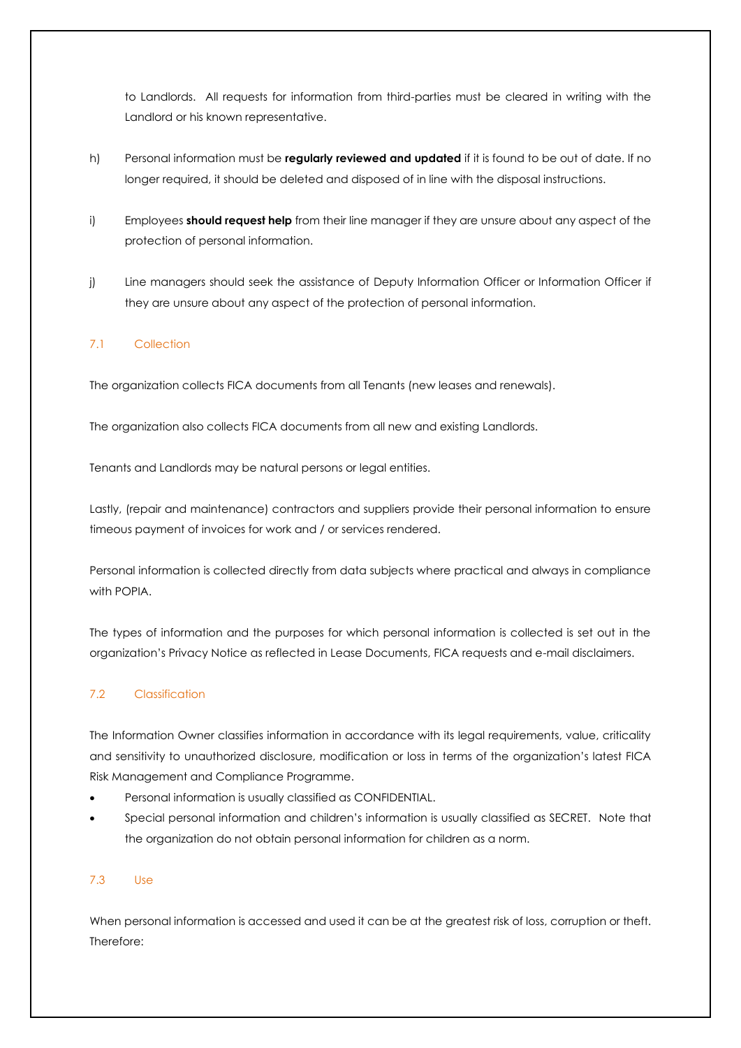to Landlords. All requests for information from third-parties must be cleared in writing with the Landlord or his known representative.

h) Personal information must be **regularly reviewed and updated** if it is found to be out of date. If no longer required, it should be deleted and disposed of in line with the disposal instructions.

i) Employees **should request help** from their line manager if they are unsure about any aspect of the protection of personal information.

j) Line managers should seek the assistance of Deputy Information Officer or Information Officer if they are unsure about any aspect of the protection of personal information.

### 7.1 Collection

The organization collects FICA documents from all Tenants (new leases and renewals).

The organization also collects FICA documents from all new and existing Landlords.

Tenants and Landlords may be natural persons or legal entities.

Lastly, (repair and maintenance) contractors and suppliers provide their personal information to ensure timeous payment of invoices for work and / or services rendered.

Personal information is collected directly from data subjects where practical and always in compliance with POPIA.

The types of information and the purposes for which personal information is collected is set out in the organization's Privacy Notice as reflected in Lease Documents, FICA requests and e-mail disclaimers.

### 7.2 Classification

The Information Owner classifies information in accordance with its legal requirements, value, criticality and sensitivity to unauthorized disclosure, modification or loss in terms of the organization's latest FICA Risk Management and Compliance Programme.

- Personal information is usually classified as CONFIDENTIAL.
- Special personal information and children's information is usually classified as SECRET. Note that the organization do not obtain personal information for children as a norm.

### 7.3 Use

When personal information is accessed and used it can be at the greatest risk of loss, corruption or theft. Therefore: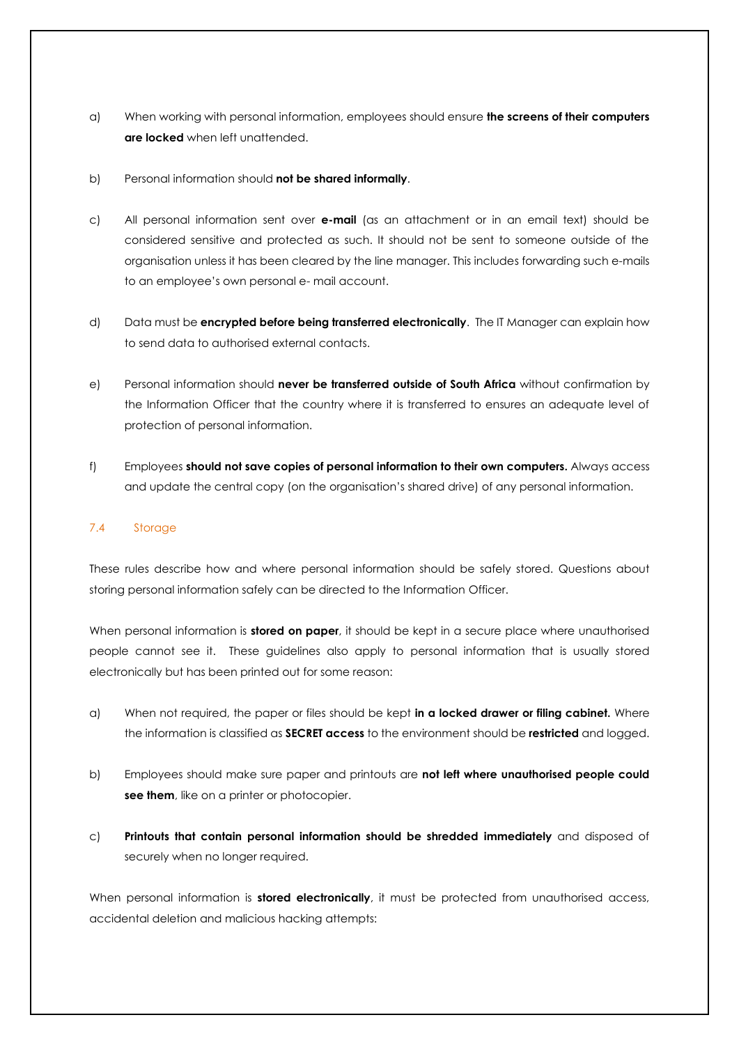a) When working with personal information, employees should ensure **the screens of their computers are locked** when left unattended.

b) Personal information should **not be shared informally**.

c) All personal information sent over **e-mail** (as an attachment or in an email text) should be considered sensitive and protected as such. It should not be sent to someone outside of the organisation unless it has been cleared by the line manager. This includes forwarding such e-mails to an employee's own personal e- mail account.

d) Data must be **encrypted before being transferred electronically**. The IT Manager can explain how to send data to authorised external contacts.

e) Personal information should **never be transferred outside of South Africa** without confirmation by the Information Officer that the country where it is transferred to ensures an adequate level of protection of personal information.

f) Employees **should not save copies of personal information to their own computers.** Always access and update the central copy (on the organisation's shared drive) of any personal information.

### 7.4 Storage

These rules describe how and where personal information should be safely stored. Questions about storing personal information safely can be directed to the Information Officer.

When personal information is **stored on paper**, it should be kept in a secure place where unauthorised people cannot see it. These guidelines also apply to personal information that is usually stored electronically but has been printed out for some reason:

a) When not required, the paper or files should be kept **in a locked drawer or filing cabinet.** Where the information is classified as **SECRET access** to the environment should be **restricted** and logged.

b) Employees should make sure paper and printouts are **not left where unauthorised people could see them**, like on a printer or photocopier.

c) **Printouts that contain personal information should be shredded immediately** and disposed of securely when no longer required.

When personal information is **stored electronically**, it must be protected from unauthorised access, accidental deletion and malicious hacking attempts: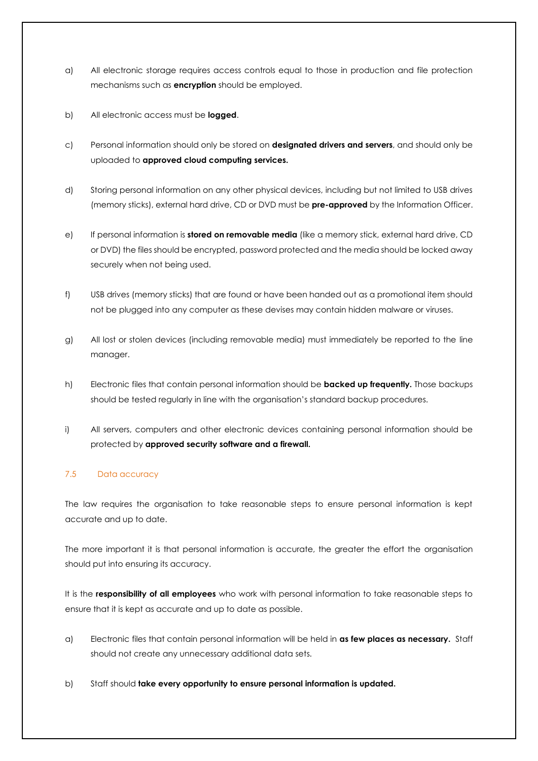a) All electronic storage requires access controls equal to those in production and file protection mechanisms such as **encryption** should be employed.

b) All electronic access must be **logged**.

c) Personal information should only be stored on **designated drivers and servers**, and should only be uploaded to **approved cloud computing services.**

d) Storing personal information on any other physical devices, including but not limited to USB drives (memory sticks), external hard drive, CD or DVD must be **pre-approved** by the Information Officer.

e) If personal information is **stored on removable media** (like a memory stick, external hard drive, CD or DVD) the files should be encrypted, password protected and the media should be locked away securely when not being used.

f) USB drives (memory sticks) that are found or have been handed out as a promotional item should not be plugged into any computer as these devises may contain hidden malware or viruses.

g) All lost or stolen devices (including removable media) must immediately be reported to the line manager.

h) Electronic files that contain personal information should be **backed up frequently.** Those backups should be tested regularly in line with the organisation's standard backup procedures.

i) All servers, computers and other electronic devices containing personal information should be protected by **approved security software and a firewall.**

### 7.5 Data accuracy

The law requires the organisation to take reasonable steps to ensure personal information is kept accurate and up to date.

The more important it is that personal information is accurate, the greater the effort the organisation should put into ensuring its accuracy.

It is the **responsibility of all employees** who work with personal information to take reasonable steps to ensure that it is kept as accurate and up to date as possible.

a) Electronic files that contain personal information will be held in **as few places as necessary.** Staff should not create any unnecessary additional data sets.

b) Staff should **take every opportunity to ensure personal information is updated.**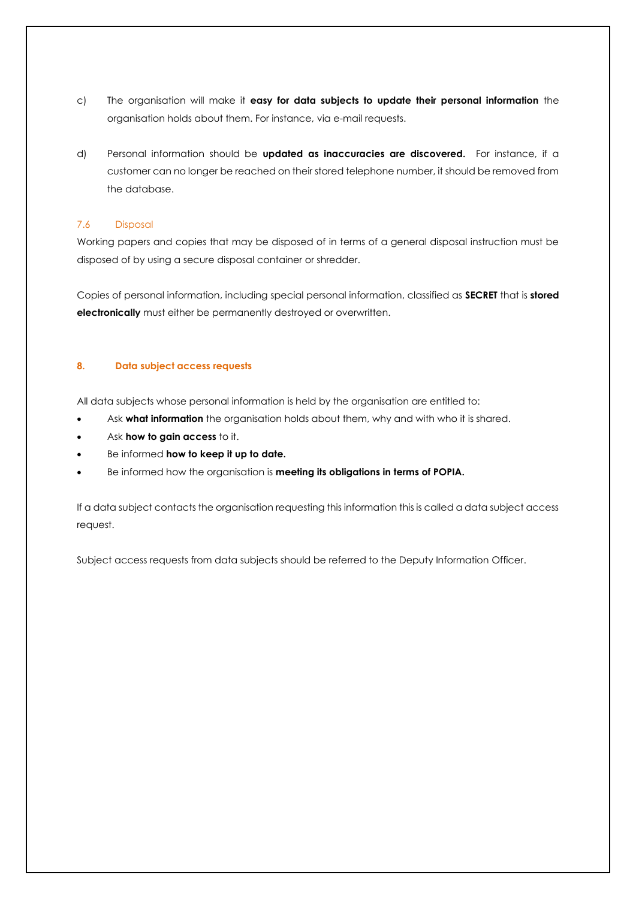c) The organisation will make it **easy for data subjects to update their personal information** the organisation holds about them. For instance, via e-mail requests.

d) Personal information should be **updated as inaccuracies are discovered.** For instance, if a customer can no longer be reached on their stored telephone number, it should be removed from the database.

### 7.6 Disposal

Working papers and copies that may be disposed of in terms of a general disposal instruction must be disposed of by using a secure disposal container or shredder.

Copies of personal information, including special personal information, classified as **SECRET** that is **stored electronically** must either be permanently destroyed or overwritten.

## 8. Data subject access requests

All data subjects whose personal information is held by the organisation are entitled to:

- Ask **what information** the organisation holds about them, why and with who it is shared.
- Ask **how to gain access** to it.
- Be informed **how to keep it up to date.**
- Be informed how the organisation is **meeting its obligations in terms of POPIA.**

If a data subject contacts the organisation requesting this information this is called a data subject access request.

Subject access requests from data subjects should be referred to the Deputy Information Officer.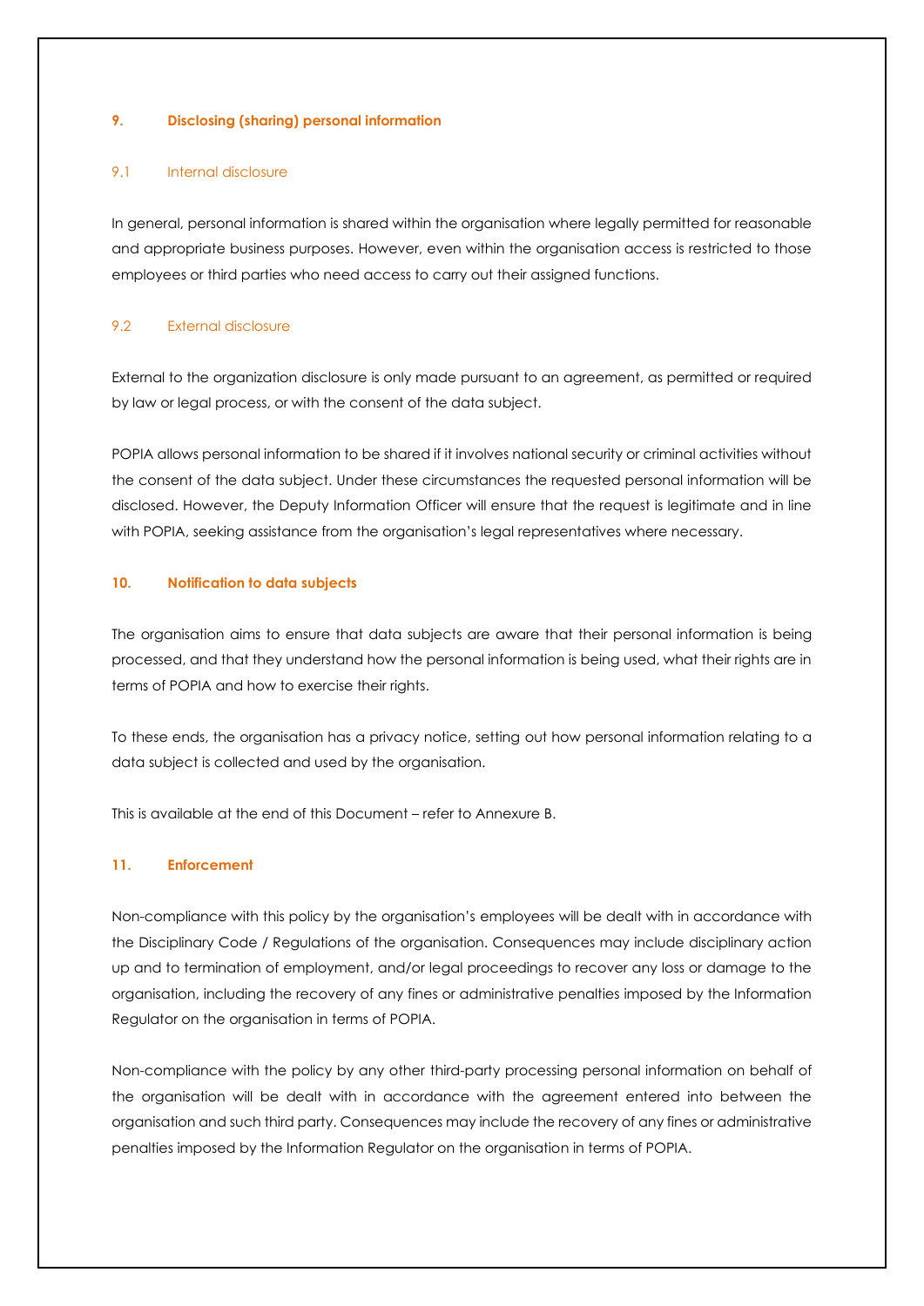## 9. Disclosing (sharing) personal information

### 9.1 Internal disclosure

In general, personal information is shared within the organisation where legally permitted for reasonable and appropriate business purposes. However, even within the organisation access is restricted to those employees or third parties who need access to carry out their assigned functions.

### 9.2 External disclosure

External to the organization disclosure is only made pursuant to an agreement, as permitted or required by law or legal process, or with the consent of the data subject.

POPIA allows personal information to be shared if it involves national security or criminal activities without the consent of the data subject. Under these circumstances the requested personal information will be disclosed. However, the Deputy Information Officer will ensure that the request is legitimate and in line with POPIA, seeking assistance from the organisation's legal representatives where necessary.

## 10. Notification to data subjects

The organisation aims to ensure that data subjects are aware that their personal information is being processed, and that they understand how the personal information is being used, what their rights are in terms of POPIA and how to exercise their rights.

To these ends, the organisation has a privacy notice, setting out how personal information relating to a data subject is collected and used by the organisation.

This is available at the end of this Document – refer to Annexure B.

## 11. Enforcement

Non-compliance with this policy by the organisation's employees will be dealt with in accordance with the Disciplinary Code / Regulations of the organisation. Consequences may include disciplinary action up and to termination of employment, and/or legal proceedings to recover any loss or damage to the organisation, including the recovery of any fines or administrative penalties imposed by the Information Regulator on the organisation in terms of POPIA.

Non-compliance with the policy by any other third-party processing personal information on behalf of the organisation will be dealt with in accordance with the agreement entered into between the organisation and such third party. Consequences may include the recovery of any fines or administrative penalties imposed by the Information Regulator on the organisation in terms of POPIA.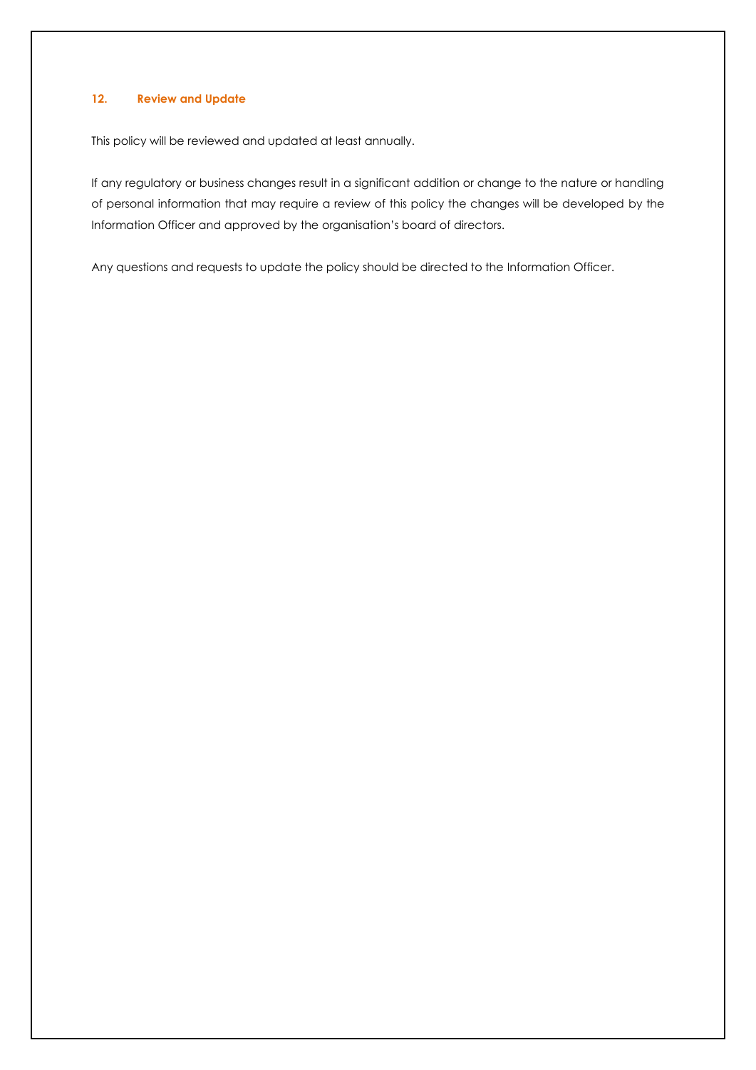## 12. Review and Update

This policy will be reviewed and updated at least annually.

If any regulatory or business changes result in a significant addition or change to the nature or handling of personal information that may require a review of this policy the changes will be developed by the Information Officer and approved by the organisation's board of directors.

Any questions and requests to update the policy should be directed to the Information Officer.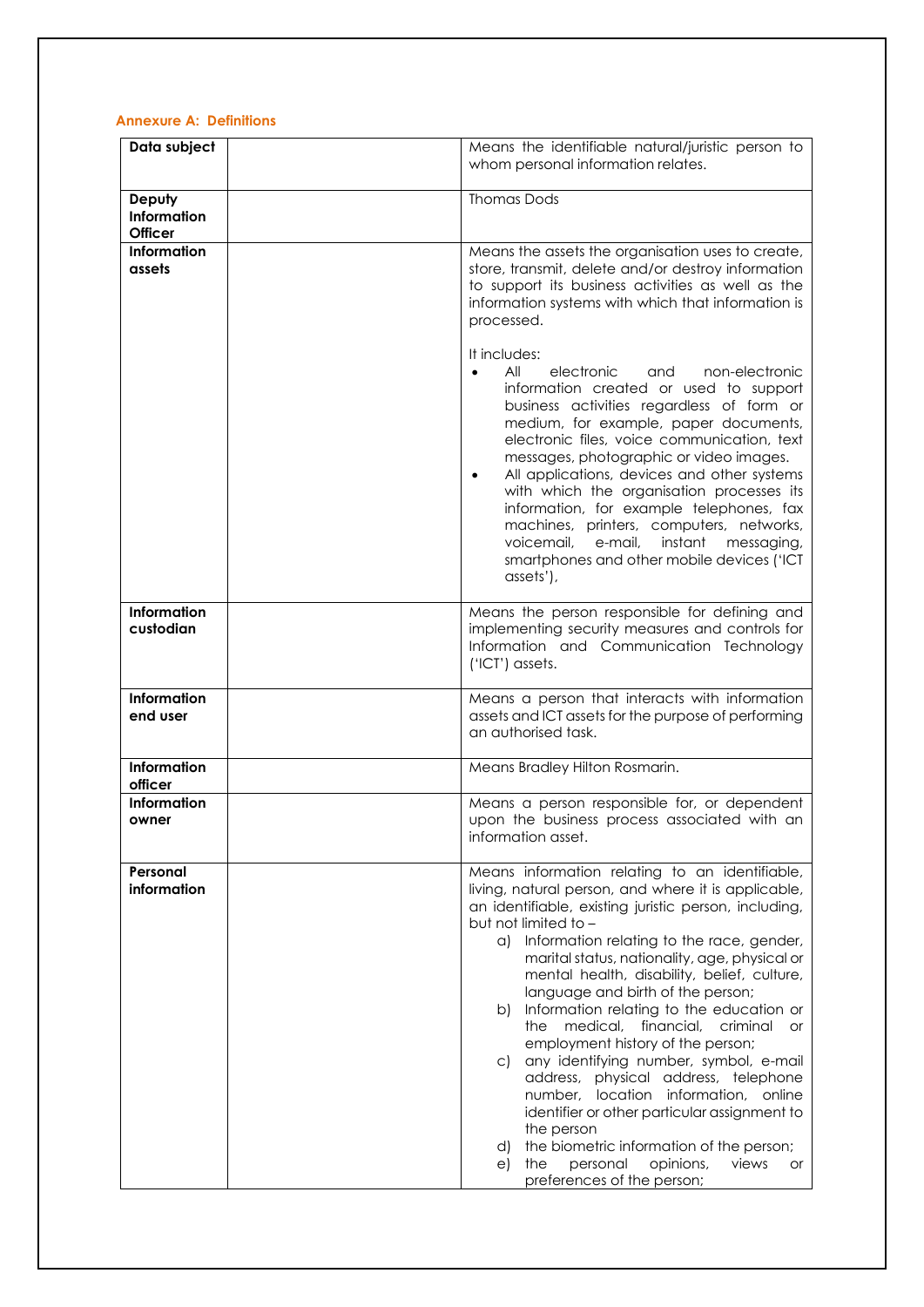### Annexure A: Definitions

| | | |
|---|---|---|
| **Data subject** | | Means the identifiable natural/juristic person to whom personal information relates. |
| **Deputy Information Officer** | | Thomas Dods |
| **Information assets** | | Means the assets the organisation uses to create, store, transmit, delete and/or destroy information to support its business activities as well as the information systems with which that information is processed.<br><br>It includes:<br>• All electronic and non-electronic information created or used to support business activities regardless of form or medium, for example, paper documents, electronic files, voice communication, text messages, photographic or video images.<br>• All applications, devices and other systems with which the organisation processes its information, for example telephones, fax machines, printers, computers, networks, voicemail, e-mail, instant messaging, smartphones and other mobile devices ('ICT assets'), |
| **Information custodian** | | Means the person responsible for defining and implementing security measures and controls for Information and Communication Technology ('ICT') assets. |
| **Information end user** | | Means a person that interacts with information assets and ICT assets for the purpose of performing an authorised task. |
| **Information officer** | | Means Bradley Hilton Rosmarin. |
| **Information owner** | | Means a person responsible for, or dependent upon the business process associated with an information asset. |
| **Personal information** | | Means information relating to an identifiable, living, natural person, and where it is applicable, an identifiable, existing juristic person, including, but not limited to –<br>a) Information relating to the race, gender, marital status, nationality, age, physical or mental health, disability, belief, culture, language and birth of the person;<br>b) Information relating to the education or the medical, financial, criminal or employment history of the person;<br>c) any identifying number, symbol, e-mail address, physical address, telephone number, location information, online identifier or other particular assignment to the person<br>d) the biometric information of the person;<br>e) the personal opinions, views or preferences of the person; |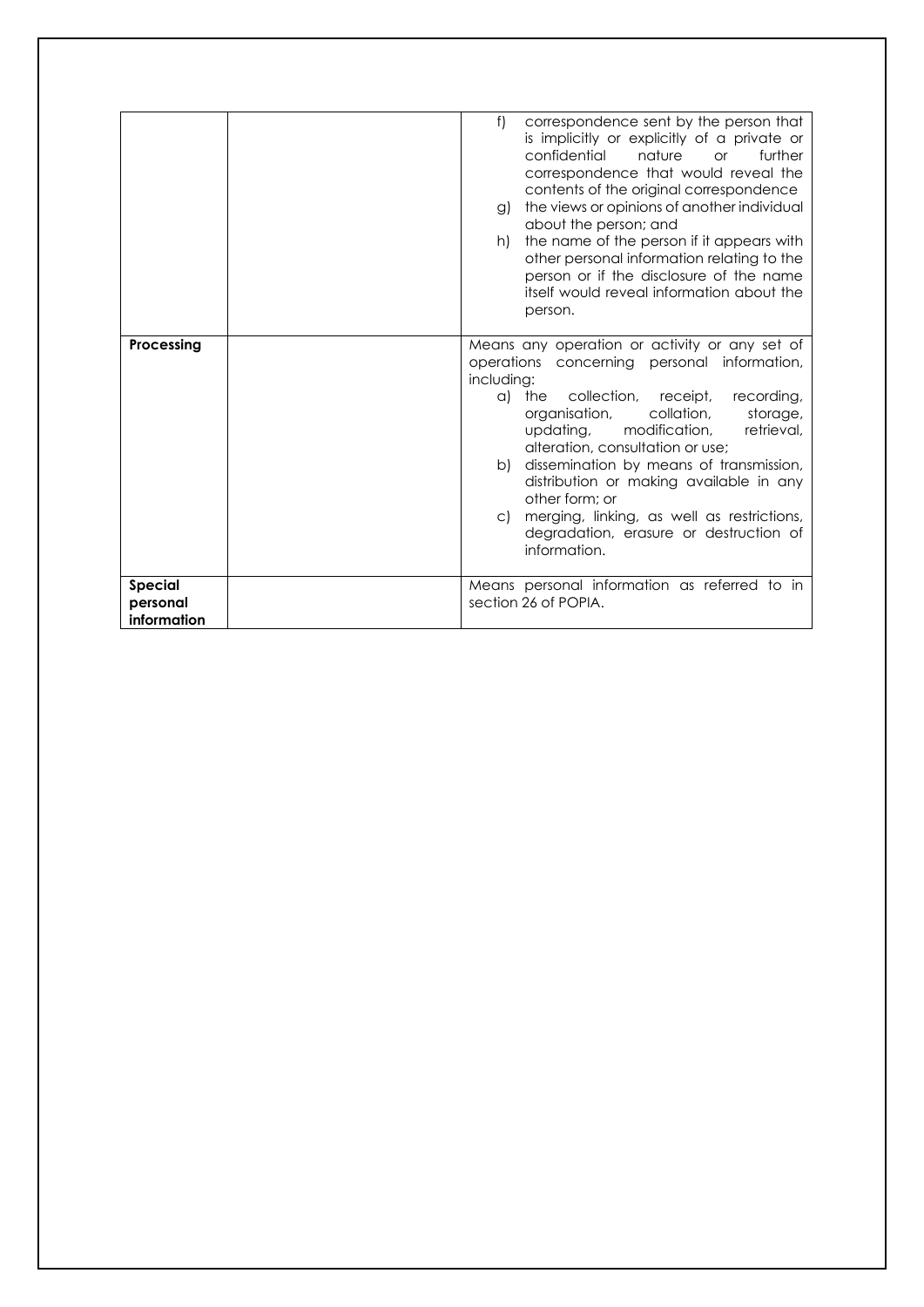| | | |
|---|---|---|
| | | f) correspondence sent by the person that is implicitly or explicitly of a private or confidential nature or further correspondence that would reveal the contents of the original correspondence<br>g) the views or opinions of another individual about the person; and<br>h) the name of the person if it appears with other personal information relating to the person or if the disclosure of the name itself would reveal information about the person. |
| **Processing** | | Means any operation or activity or any set of operations concerning personal information, including:<br>a) the collection, receipt, recording, organisation, collation, storage, updating, modification, retrieval, alteration, consultation or use;<br>b) dissemination by means of transmission, distribution or making available in any other form; or<br>c) merging, linking, as well as restrictions, degradation, erasure or destruction of information. |
| **Special personal information** | | Means personal information as referred to in section 26 of POPIA. |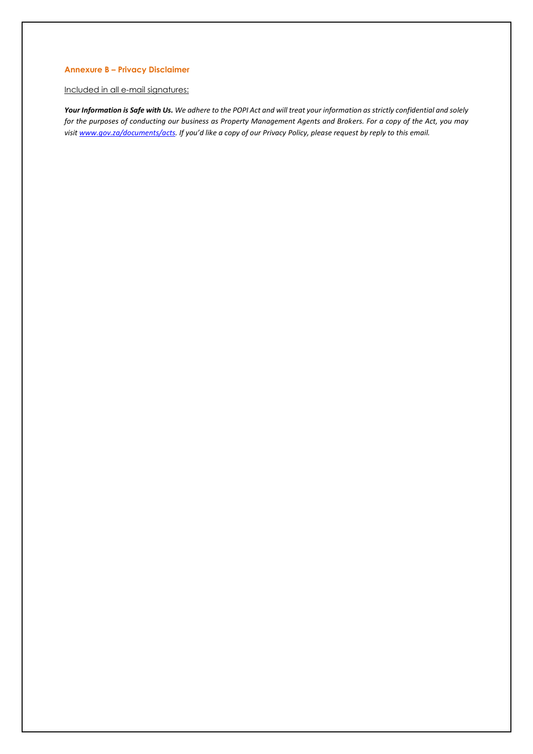### Annexure B – Privacy Disclaimer

Included in all e-mail signatures:

***Your Information is Safe with Us.*** *We adhere to the POPI Act and will treat your information as strictly confidential and solely for the purposes of conducting our business as Property Management Agents and Brokers. For a copy of the Act, you may visit [www.gov.za/documents/acts](http://www.gov.za/documents/acts). If you'd like a copy of our Privacy Policy, please request by reply to this email.*